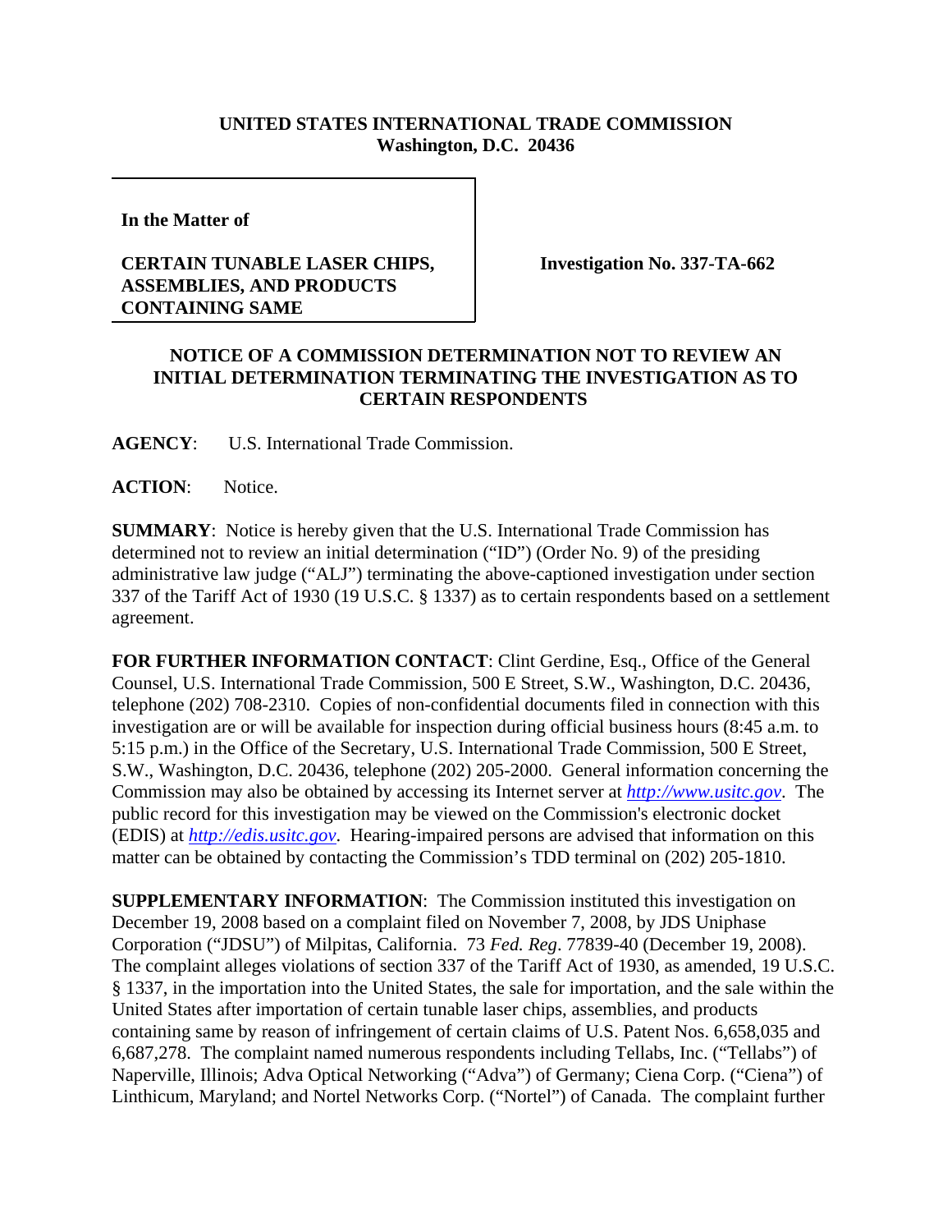**UNITED STATES INTERNATIONAL TRADE COMMISSION**
**Washington, D.C. 20436**

**In the Matter of**

**CERTAIN TUNABLE LASER CHIPS, ASSEMBLIES, AND PRODUCTS CONTAINING SAME**

**Investigation No. 337-TA-662**

**NOTICE OF A COMMISSION DETERMINATION NOT TO REVIEW AN INITIAL DETERMINATION TERMINATING THE INVESTIGATION AS TO CERTAIN RESPONDENTS**

**AGENCY**: U.S. International Trade Commission.

**ACTION**: Notice.

**SUMMARY**: Notice is hereby given that the U.S. International Trade Commission has determined not to review an initial determination ("ID") (Order No. 9) of the presiding administrative law judge ("ALJ") terminating the above-captioned investigation under section 337 of the Tariff Act of 1930 (19 U.S.C. § 1337) as to certain respondents based on a settlement agreement.

**FOR FURTHER INFORMATION CONTACT**: Clint Gerdine, Esq., Office of the General Counsel, U.S. International Trade Commission, 500 E Street, S.W., Washington, D.C. 20436, telephone (202) 708-2310. Copies of non-confidential documents filed in connection with this investigation are or will be available for inspection during official business hours (8:45 a.m. to 5:15 p.m.) in the Office of the Secretary, U.S. International Trade Commission, 500 E Street, S.W., Washington, D.C. 20436, telephone (202) 205-2000. General information concerning the Commission may also be obtained by accessing its Internet server at *http://www.usitc.gov*. The public record for this investigation may be viewed on the Commission's electronic docket (EDIS) at *http://edis.usitc.gov*. Hearing-impaired persons are advised that information on this matter can be obtained by contacting the Commission's TDD terminal on (202) 205-1810.

**SUPPLEMENTARY INFORMATION**: The Commission instituted this investigation on December 19, 2008 based on a complaint filed on November 7, 2008, by JDS Uniphase Corporation ("JDSU") of Milpitas, California. 73 *Fed. Reg*. 77839-40 (December 19, 2008). The complaint alleges violations of section 337 of the Tariff Act of 1930, as amended, 19 U.S.C. § 1337, in the importation into the United States, the sale for importation, and the sale within the United States after importation of certain tunable laser chips, assemblies, and products containing same by reason of infringement of certain claims of U.S. Patent Nos. 6,658,035 and 6,687,278. The complaint named numerous respondents including Tellabs, Inc. ("Tellabs") of Naperville, Illinois; Adva Optical Networking ("Adva") of Germany; Ciena Corp. ("Ciena") of Linthicum, Maryland; and Nortel Networks Corp. ("Nortel") of Canada. The complaint further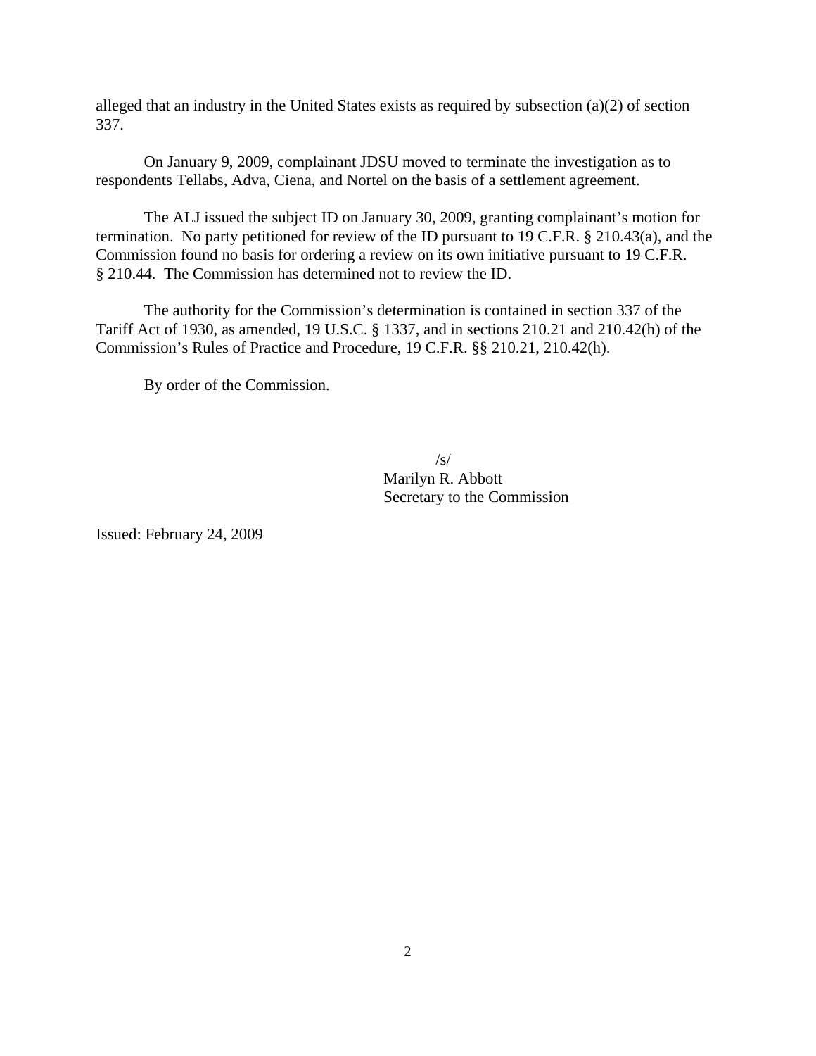alleged that an industry in the United States exists as required by subsection (a)(2) of section 337.

On January 9, 2009, complainant JDSU moved to terminate the investigation as to respondents Tellabs, Adva, Ciena, and Nortel on the basis of a settlement agreement.

The ALJ issued the subject ID on January 30, 2009, granting complainant's motion for termination. No party petitioned for review of the ID pursuant to 19 C.F.R. § 210.43(a), and the Commission found no basis for ordering a review on its own initiative pursuant to 19 C.F.R. § 210.44. The Commission has determined not to review the ID.

The authority for the Commission's determination is contained in section 337 of the Tariff Act of 1930, as amended, 19 U.S.C. § 1337, and in sections 210.21 and 210.42(h) of the Commission's Rules of Practice and Procedure, 19 C.F.R. §§ 210.21, 210.42(h).

By order of the Commission.

/s/
Marilyn R. Abbott
Secretary to the Commission

Issued: February 24, 2009